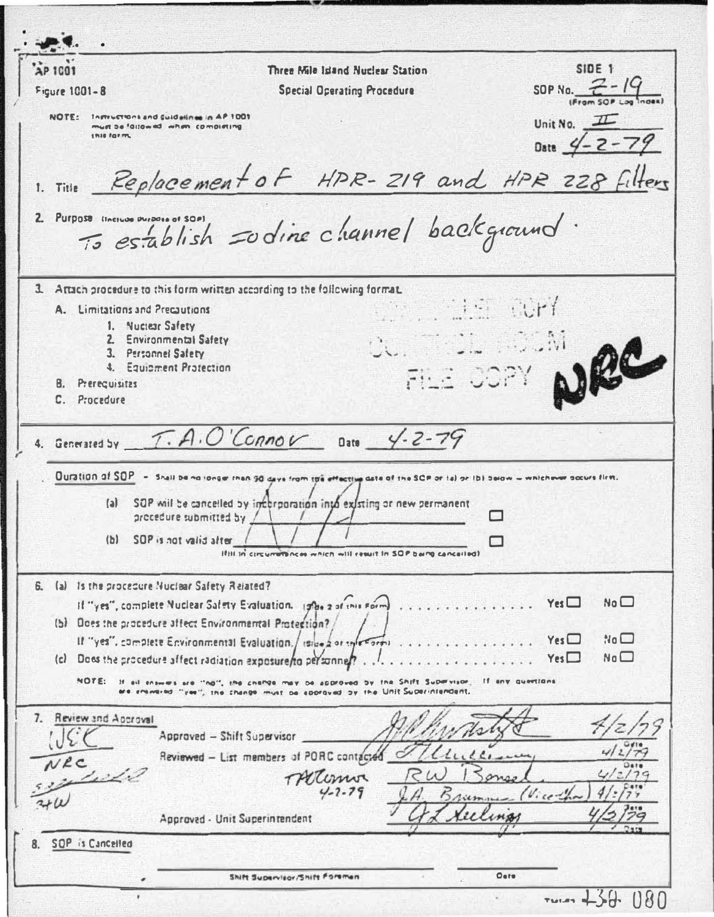AP 1001
Figure 1001-8

**Three Mile Island Nuclear Station**
**Special Operating Procedure**

SIDE 1
SOP No. 2-19 (From SOP Log Index)
Unit No. II
Date 4-2-79

NOTE: Instructions and guidelines in AP 1001 must be followed when completing this form.

1. Title Replacement of HPR-219 and HPR 228 filters

2. Purpose (Include purpose of SOP) To establish iodine channel background.

3. Attach procedure to this form written according to the following format.
   - A. Limitations and Precautions
     1. Nuclear Safety
     2. Environmental Safety
     3. Personnel Safety
     4. Equipment Protection
   - B. Prerequisites
   - C. Procedure

CONTROLLED COPY
CONTROL ROOM
FILE COPY
NRC

4. Generated by T.A. O'Connor Date 4-2-79

Duration of SOP - Shall be no longer than 90 days from the effective date of the SOP or (a) or (b) below – whichever occurs first.

- (a) SOP will be cancelled by incorporation into existing or new permanent procedure submitted by N/A ☐
- (b) SOP is not valid after ☐
  (Fill in circumstances which will result in SOP being cancelled)

6. (a) Is the procedure Nuclear Safety Related?
   If "yes", complete Nuclear Safety Evaluation. (Side 2 of this Form) . . . . . . . . . . . . . . . Yes ☐ No ☐
   (b) Does the procedure affect Environmental Protection? N/A
   If "yes", complete Environmental Evaluation. (Side 2 of this Form) . . . . . . . . . . . . . . . Yes ☐ No ☐
   (c) Does the procedure affect radiation exposure to personnel? . . . . . . . . . . . . . . . . . Yes ☐ No ☐

NOTE: If all answers are "no", the change may be approved by the Shift Supervisor. If any questions are answered "yes", the change must be approved by the Unit Superintendent.

7. Review and Approval

WEK
NRC
[illegible]
34W

| | | Date |
|---|---|---|
| Approved – Shift Supervisor | [signature] | 4/2/79 |
| Reviewed – List members of PORC contacted | [signature] | 4/2/79 |
| T.A. O'Connor 4-2-79 | R W Bensel | 4/2/79 |
| | J.A. Brummer (Vice-Chr) | 4/2/79 |
| Approved - Unit Superintendent | G L Kuhnway | 4/2/79 |

8. SOP is Cancelled

Shift Supervisor/Shift Foreman ______________ Date ______________

138 080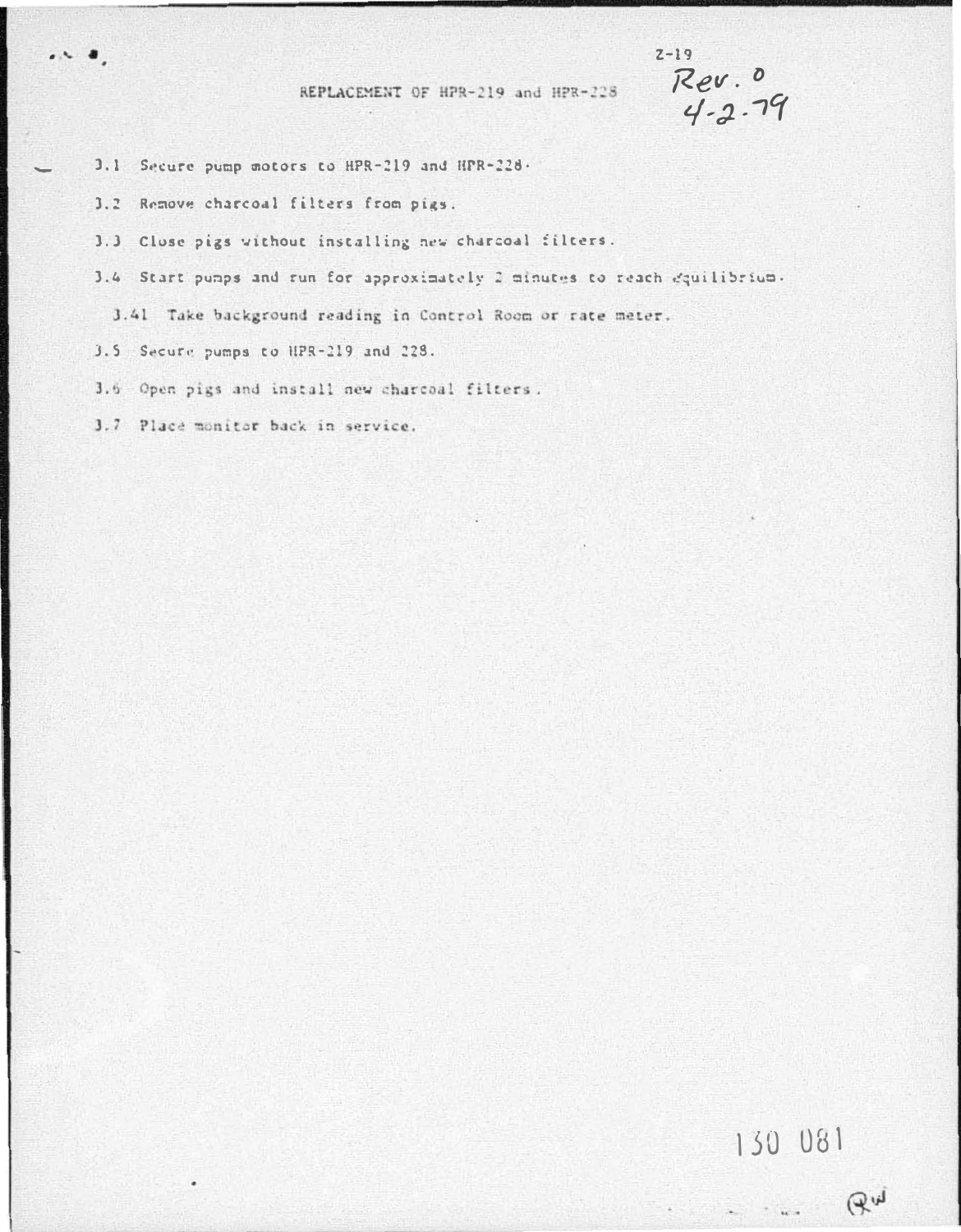Z-19
Rev. 0
4-2-79

# REPLACEMENT OF HPR-219 and HPR-228

3.1 Secure pump motors to HPR-219 and HPR-228.

3.2 Remove charcoal filters from pigs.

3.3 Close pigs without installing new charcoal filters.

3.4 Start pumps and run for approximately 2 minutes to reach equilibrium.

3.41 Take background reading in Control Room or rate meter.

3.5 Secure pumps to HPR-219 and 228.

3.6 Open pigs and install new charcoal filters.

3.7 Place monitor back in service.

130 081